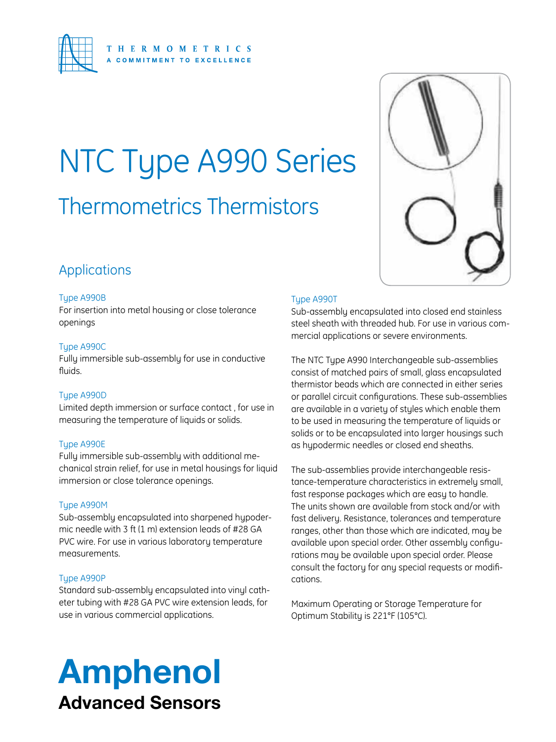THERMOMETRICS
A COMMITMENT TO EXCELLENCE

# NTC Type A990 Series

## Thermometrics Thermistors

### Applications

**Type A990B**
For insertion into metal housing or close tolerance openings

**Type A990C**
Fully immersible sub-assembly for use in conductive fluids.

**Type A990D**
Limited depth immersion or surface contact , for use in measuring the temperature of liquids or solids.

**Type A990E**
Fully immersible sub-assembly with additional mechanical strain relief, for use in metal housings for liquid immersion or close tolerance openings.

**Type A990M**
Sub-assembly encapsulated into sharpened hypodermic needle with 3 ft (1 m) extension leads of #28 GA PVC wire. For use in various laboratory temperature measurements.

**Type A990P**
Standard sub-assembly encapsulated into vinyl catheter tubing with #28 GA PVC wire extension leads, for use in various commercial applications.

**Type A990T**
Sub-assembly encapsulated into closed end stainless steel sheath with threaded hub. For use in various commercial applications or severe environments.

The NTC Type A990 Interchangeable sub-assemblies consist of matched pairs of small, glass encapsulated thermistor beads which are connected in either series or parallel circuit configurations. These sub-assemblies are available in a variety of styles which enable them to be used in measuring the temperature of liquids or solids or to be encapsulated into larger housings such as hypodermic needles or closed end sheaths.

The sub-assemblies provide interchangeable resistance-temperature characteristics in extremely small, fast response packages which are easy to handle. The units shown are available from stock and/or with fast delivery. Resistance, tolerances and temperature ranges, other than those which are indicated, may be available upon special order. Other assembly configurations may be available upon special order. Please consult the factory for any special requests or modifications.

Maximum Operating or Storage Temperature for Optimum Stability is 221°F (105°C).

**Amphenol**
**Advanced Sensors**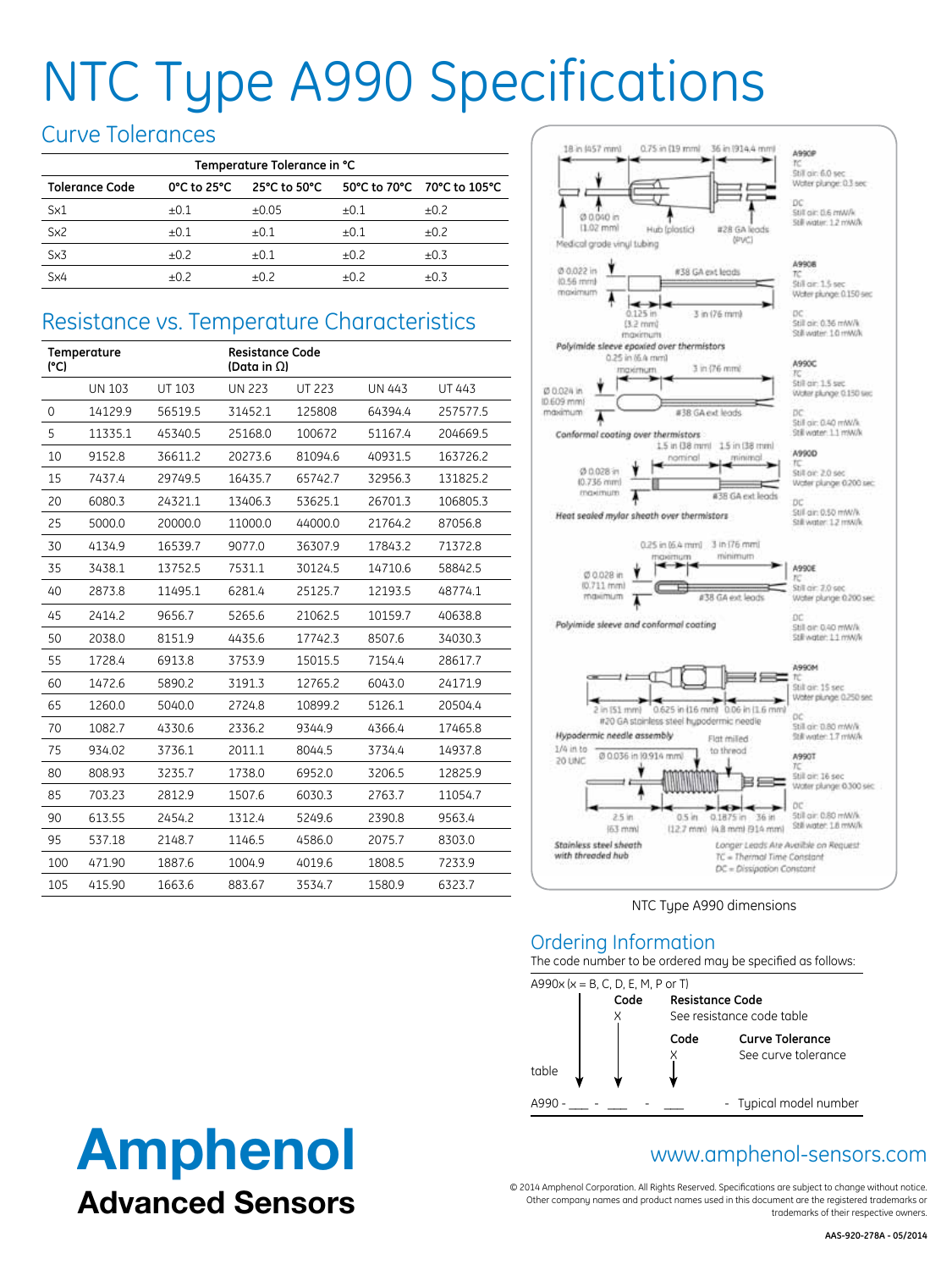# NTC Type A990 Specifications

## Curve Tolerances

| Temperature Tolerance in °C | | | | |
|---|---|---|---|---|
| **Tolerance Code** | **0°C to 25°C** | **25°C to 50°C** | **50°C to 70°C** | **70°C to 105°C** |
| Sx1 | ±0.1 | ±0.05 | ±0.1 | ±0.2 |
| Sx2 | ±0.1 | ±0.1 | ±0.1 | ±0.2 |
| Sx3 | ±0.2 | ±0.1 | ±0.2 | ±0.3 |
| Sx4 | ±0.2 | ±0.2 | ±0.2 | ±0.3 |

## Resistance vs. Temperature Characteristics

| Temperature (°C) | Resistance Code (Data in Ω) | | | | | |
|---|---|---|---|---|---|---|
| | UN 103 | UT 103 | UN 223 | UT 223 | UN 443 | UT 443 |
| 0 | 14129.9 | 56519.5 | 31452.1 | 125808 | 64394.4 | 257577.5 |
| 5 | 11335.1 | 45340.5 | 25168.0 | 100672 | 51167.4 | 204669.5 |
| 10 | 9152.8 | 36611.2 | 20273.6 | 81094.6 | 40931.5 | 163726.2 |
| 15 | 7437.4 | 29749.5 | 16435.7 | 65742.7 | 32956.3 | 131825.2 |
| 20 | 6080.3 | 24321.1 | 13406.3 | 53625.1 | 26701.3 | 106805.3 |
| 25 | 5000.0 | 20000.0 | 11000.0 | 44000.0 | 21764.2 | 87056.8 |
| 30 | 4134.9 | 16539.7 | 9077.0 | 36307.9 | 17843.2 | 71372.8 |
| 35 | 3438.1 | 13752.5 | 7531.1 | 30124.5 | 14710.6 | 58842.5 |
| 40 | 2873.8 | 11495.1 | 6281.4 | 25125.7 | 12193.5 | 48774.1 |
| 45 | 2414.2 | 9656.7 | 5265.6 | 21062.5 | 10159.7 | 40638.8 |
| 50 | 2038.0 | 8151.9 | 4435.6 | 17742.3 | 8507.6 | 34030.3 |
| 55 | 1728.4 | 6913.8 | 3753.9 | 15015.5 | 7154.4 | 28617.7 |
| 60 | 1472.6 | 5890.2 | 3191.3 | 12765.2 | 6043.0 | 24171.9 |
| 65 | 1260.0 | 5040.0 | 2724.8 | 10899.2 | 5126.1 | 20504.4 |
| 70 | 1082.7 | 4330.6 | 2336.2 | 9344.9 | 4366.4 | 17465.8 |
| 75 | 934.02 | 3736.1 | 2011.1 | 8044.5 | 3734.4 | 14937.8 |
| 80 | 808.93 | 3235.7 | 1738.0 | 6952.0 | 3206.5 | 12825.9 |
| 85 | 703.23 | 2812.9 | 1507.6 | 6030.3 | 2763.7 | 11054.7 |
| 90 | 613.55 | 2454.2 | 1312.4 | 5249.6 | 2390.8 | 9563.4 |
| 95 | 537.18 | 2148.7 | 1146.5 | 4586.0 | 2075.7 | 8303.0 |
| 100 | 471.90 | 1887.6 | 1004.9 | 4019.6 | 1808.5 | 7233.9 |
| 105 | 415.90 | 1663.6 | 883.67 | 3534.7 | 1580.9 | 6323.7 |

18 in (457 mm) 0.75 in (19 mm) 36 in (914.4 mm)
Ø 0.040 in (1.02 mm)
Hub (plastic)
#28 GA leads (PVC)
Medical grade vinyl tubing

A990P
TC
Still air: 6.0 sec
Water plunge: 0.3 sec
DC
Still air: 0.6 mW/k
Still water: 1.2 mW/k

Ø 0.022 in (0.56 mm) maximum
#38 GA ext leads
0.125 in (3.2 mm) maximum
3 in (76 mm)
Polyimide sleeve epoxied over thermistors

A990B
TC
Still air: 1.5 sec
Water plunge: 0.150 sec
DC
Still air: 0.36 mW/k
Still water: 1.0 mW/k

0.25 in (6.4 mm) maximum
3 in (76 mm)
Ø 0.024 in (0.609 mm) maximum
#38 GA ext leads
Conformal coating over thermistors

A990C
TC
Still air: 1.5 sec
Water plunge: 0.150 sec
DC
Still air: 0.40 mW/k
Still water: 1.1 mW/k

1.5 in (38 mm) nominal
1.5 in (38 mm) minimal
Ø 0.028 in (0.736 mm) maximum
#38 GA ext leads
Heat sealed mylar sheath over thermistors

A990D
TC
Still air: 2.0 sec
Water plunge: 0.200 sec
DC
Still air: 0.50 mW/k
Still water: 1.2 mW/k

0.25 in (6.4 mm) maximum
3 in (76 mm) minimum
Ø 0.028 in (0.711 mm) maximum
#38 GA ext leads
Polyimide sleeve and conformal coating

A990E
TC
Still air: 2.0 sec
Water plunge: 0.200 sec
DC
Still air: 0.40 mW/k
Still water: 1.1 mW/k

2 in (51 mm) 0.625 in (16 mm) 0.06 in (1.6 mm)
#20 GA stainless steel hypodermic needle
Hypodermic needle assembly

A990M
TC
Still air: 15 sec
Water plunge: 0.250 sec
DC
Still air: 0.80 mW/k
Still water: 1.7 mW/k

1/4 in to 20 UNC
Ø 0.036 in (0.914 mm)
Flat milled to thread
2.5 in (63 mm)
0.5 in (12.7 mm)
0.1875 in (4.8 mm)
36 in (914 mm)
Stainless steel sheath with threaded hub

A990T
TC
Still air: 16 sec
Water plunge: 0.300 sec
DC
Still air: 0.80 mW/k
Still water: 1.8 mW/k

Longer Leads Are Availble on Request
TC = Thermal Time Constant
DC = Dissipation Constant

NTC Type A990 dimensions

## Ordering Information

The code number to be ordered may be specified as follows:

A990x (x = B, C, D, E, M, P or T)

| Code | Resistance Code |
|---|---|
| X | See resistance code table |

| Code | Curve Tolerance |
|---|---|
| X | See curve tolerance table |

A990 - ___ - ___ - ___ - Typical model number

**Amphenol**
**Advanced Sensors**

www.amphenol-sensors.com

© 2014 Amphenol Corporation. All Rights Reserved. Specifications are subject to change without notice. Other company names and product names used in this document are the registered trademarks or trademarks of their respective owners.

AAS-920-278A - 05/2014